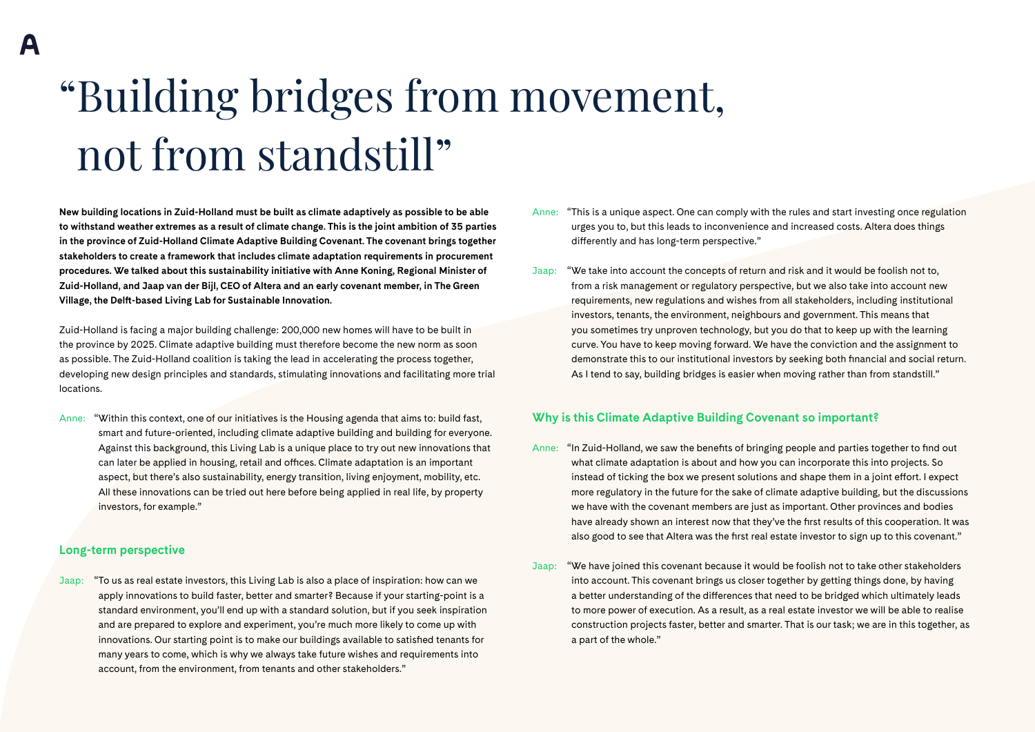# “Building bridges from movement, not from standstill”

**New building locations in Zuid-Holland must be built as climate adaptively as possible to be able to withstand weather extremes as a result of climate change. This is the joint ambition of 35 parties in the province of Zuid-Holland Climate Adaptive Building Covenant. The covenant brings together stakeholders to create a framework that includes climate adaptation requirements in procurement procedures. We talked about this sustainability initiative with Anne Koning, Regional Minister of Zuid-Holland, and Jaap van der Bijl, CEO of Altera and an early covenant member, in The Green Village, the Delft-based Living Lab for Sustainable Innovation.**

Zuid-Holland is facing a major building challenge: 200,000 new homes will have to be built in the province by 2025. Climate adaptive building must therefore become the new norm as soon as possible. The Zuid-Holland coalition is taking the lead in accelerating the process together, developing new design principles and standards, stimulating innovations and facilitating more trial locations.

Anne: “Within this context, one of our initiatives is the Housing agenda that aims to: build fast, smart and future-oriented, including climate adaptive building and building for everyone. Against this background, this Living Lab is a unique place to try out new innovations that can later be applied in housing, retail and offices. Climate adaptation is an important aspect, but there’s also sustainability, energy transition, living enjoyment, mobility, etc. All these innovations can be tried out here before being applied in real life, by property investors, for example.”

## Long-term perspective

Jaap: “To us as real estate investors, this Living Lab is also a place of inspiration: how can we apply innovations to build faster, better and smarter? Because if your starting-point is a standard environment, you’ll end up with a standard solution, but if you seek inspiration and are prepared to explore and experiment, you’re much more likely to come up with innovations. Our starting point is to make our buildings available to satisfied tenants for many years to come, which is why we always take future wishes and requirements into account, from the environment, from tenants and other stakeholders.”

Anne: “This is a unique aspect. One can comply with the rules and start investing once regulation urges you to, but this leads to inconvenience and increased costs. Altera does things differently and has long-term perspective.”

Jaap: “We take into account the concepts of return and risk and it would be foolish not to, from a risk management or regulatory perspective, but we also take into account new requirements, new regulations and wishes from all stakeholders, including institutional investors, tenants, the environment, neighbours and government. This means that you sometimes try unproven technology, but you do that to keep up with the learning curve. You have to keep moving forward. We have the conviction and the assignment to demonstrate this to our institutional investors by seeking both financial and social return. As I tend to say, building bridges is easier when moving rather than from standstill.”

## Why is this Climate Adaptive Building Covenant so important?

Anne: “In Zuid-Holland, we saw the benefits of bringing people and parties together to find out what climate adaptation is about and how you can incorporate this into projects. So instead of ticking the box we present solutions and shape them in a joint effort. I expect more regulatory in the future for the sake of climate adaptive building, but the discussions we have with the covenant members are just as important. Other provinces and bodies have already shown an interest now that they’ve the first results of this cooperation. It was also good to see that Altera was the first real estate investor to sign up to this covenant.”

Jaap: “We have joined this covenant because it would be foolish not to take other stakeholders into account. This covenant brings us closer together by getting things done, by having a better understanding of the differences that need to be bridged which ultimately leads to more power of execution. As a result, as a real estate investor we will be able to realise construction projects faster, better and smarter. That is our task; we are in this together, as a part of the whole.”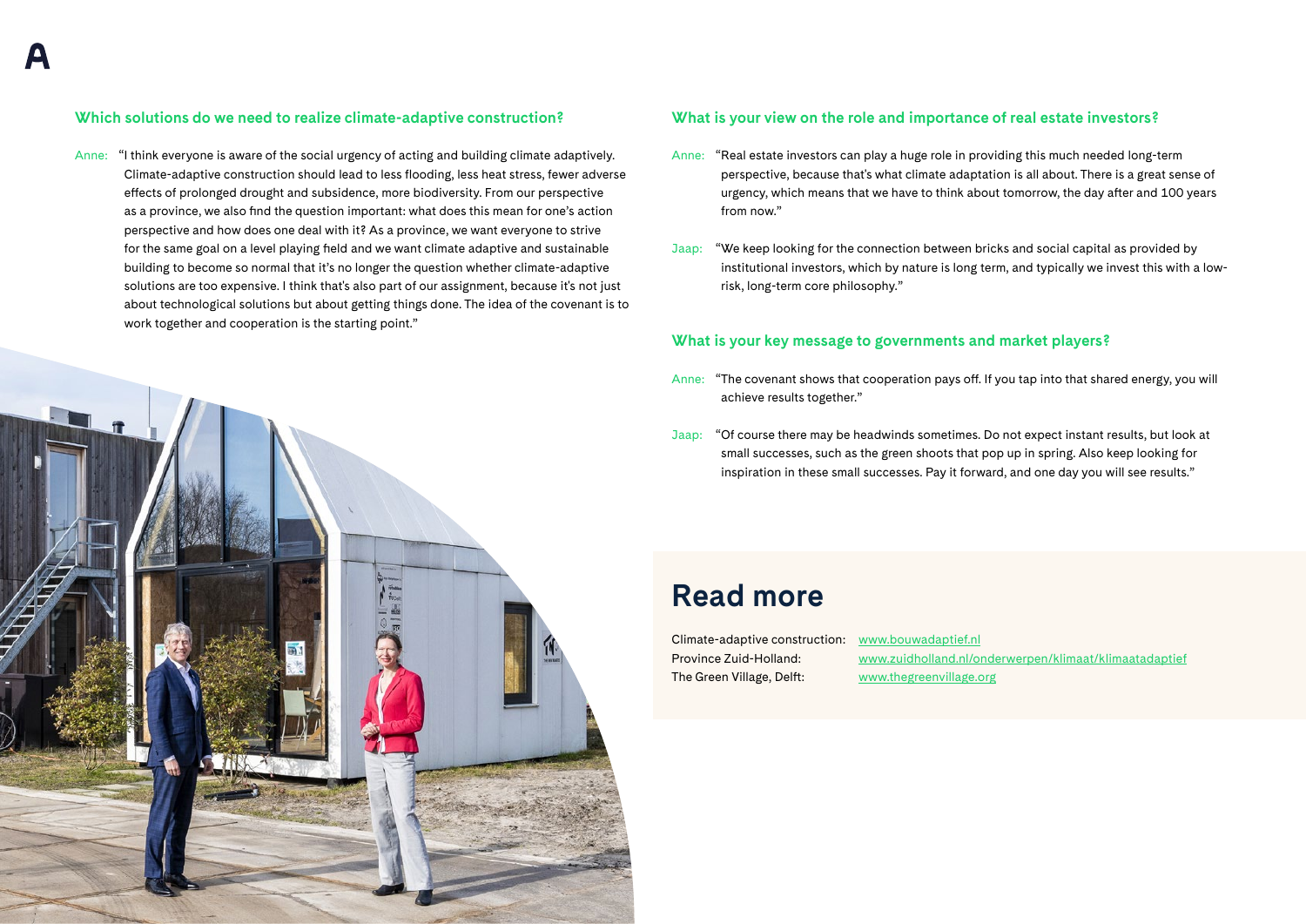### Which solutions do we need to realize climate-adaptive construction?

Anne: "I think everyone is aware of the social urgency of acting and building climate adaptively. Climate-adaptive construction should lead to less flooding, less heat stress, fewer adverse effects of prolonged drought and subsidence, more biodiversity. From our perspective as a province, we also find the question important: what does this mean for one's action perspective and how does one deal with it? As a province, we want everyone to strive for the same goal on a level playing field and we want climate adaptive and sustainable building to become so normal that it's no longer the question whether climate-adaptive solutions are too expensive. I think that's also part of our assignment, because it's not just about technological solutions but about getting things done. The idea of the covenant is to work together and cooperation is the starting point."

### What is your view on the role and importance of real estate investors?

Anne: "Real estate investors can play a huge role in providing this much needed long-term perspective, because that's what climate adaptation is all about. There is a great sense of urgency, which means that we have to think about tomorrow, the day after and 100 years from now."

Jaap: "We keep looking for the connection between bricks and social capital as provided by institutional investors, which by nature is long term, and typically we invest this with a low-risk, long-term core philosophy."

### What is your key message to governments and market players?

Anne: "The covenant shows that cooperation pays off. If you tap into that shared energy, you will achieve results together."

Jaap: "Of course there may be headwinds sometimes. Do not expect instant results, but look at small successes, such as the green shoots that pop up in spring. Also keep looking for inspiration in these small successes. Pay it forward, and one day you will see results."

## Read more

Climate-adaptive construction: www.bouwadaptief.nl
Province Zuid-Holland: www.zuidholland.nl/onderwerpen/klimaat/klimaatadaptief
The Green Village, Delft: www.thegreenvillage.org